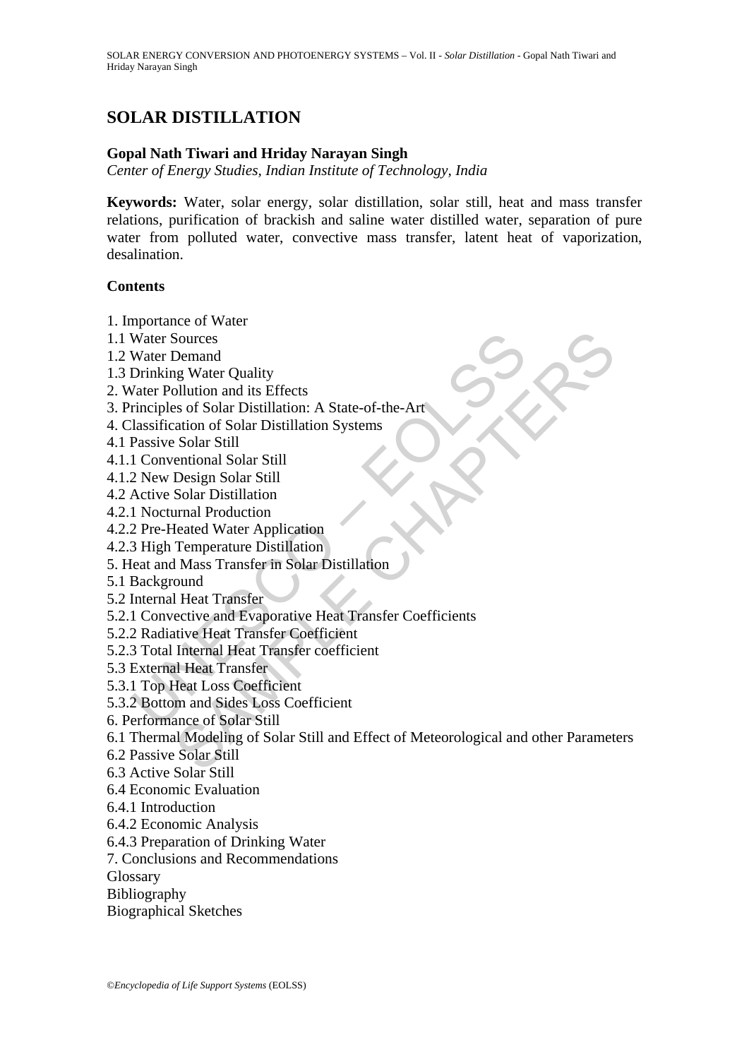# SOLAR DISTILLATION

**Gopal Nath Tiwari and Hriday Narayan Singh**

*Center of Energy Studies, Indian Institute of Technology, India*

**Keywords:** Water, solar energy, solar distillation, solar still, heat and mass transfer relations, purification of brackish and saline water distilled water, separation of pure water from polluted water, convective mass transfer, latent heat of vaporization, desalination.

## Contents

1. Importance of Water
1.1 Water Sources
1.2 Water Demand
1.3 Drinking Water Quality
2. Water Pollution and its Effects
3. Principles of Solar Distillation: A State-of-the-Art
4. Classification of Solar Distillation Systems
4.1 Passive Solar Still
4.1.1 Conventional Solar Still
4.1.2 New Design Solar Still
4.2 Active Solar Distillation
4.2.1 Nocturnal Production
4.2.2 Pre-Heated Water Application
4.2.3 High Temperature Distillation
5. Heat and Mass Transfer in Solar Distillation
5.1 Background
5.2 Internal Heat Transfer
5.2.1 Convective and Evaporative Heat Transfer Coefficients
5.2.2 Radiative Heat Transfer Coefficient
5.2.3 Total Internal Heat Transfer coefficient
5.3 External Heat Transfer
5.3.1 Top Heat Loss Coefficient
5.3.2 Bottom and Sides Loss Coefficient
6. Performance of Solar Still
6.1 Thermal Modeling of Solar Still and Effect of Meteorological and other Parameters
6.2 Passive Solar Still
6.3 Active Solar Still
6.4 Economic Evaluation
6.4.1 Introduction
6.4.2 Economic Analysis
6.4.3 Preparation of Drinking Water
7. Conclusions and Recommendations
Glossary
Bibliography
Biographical Sketches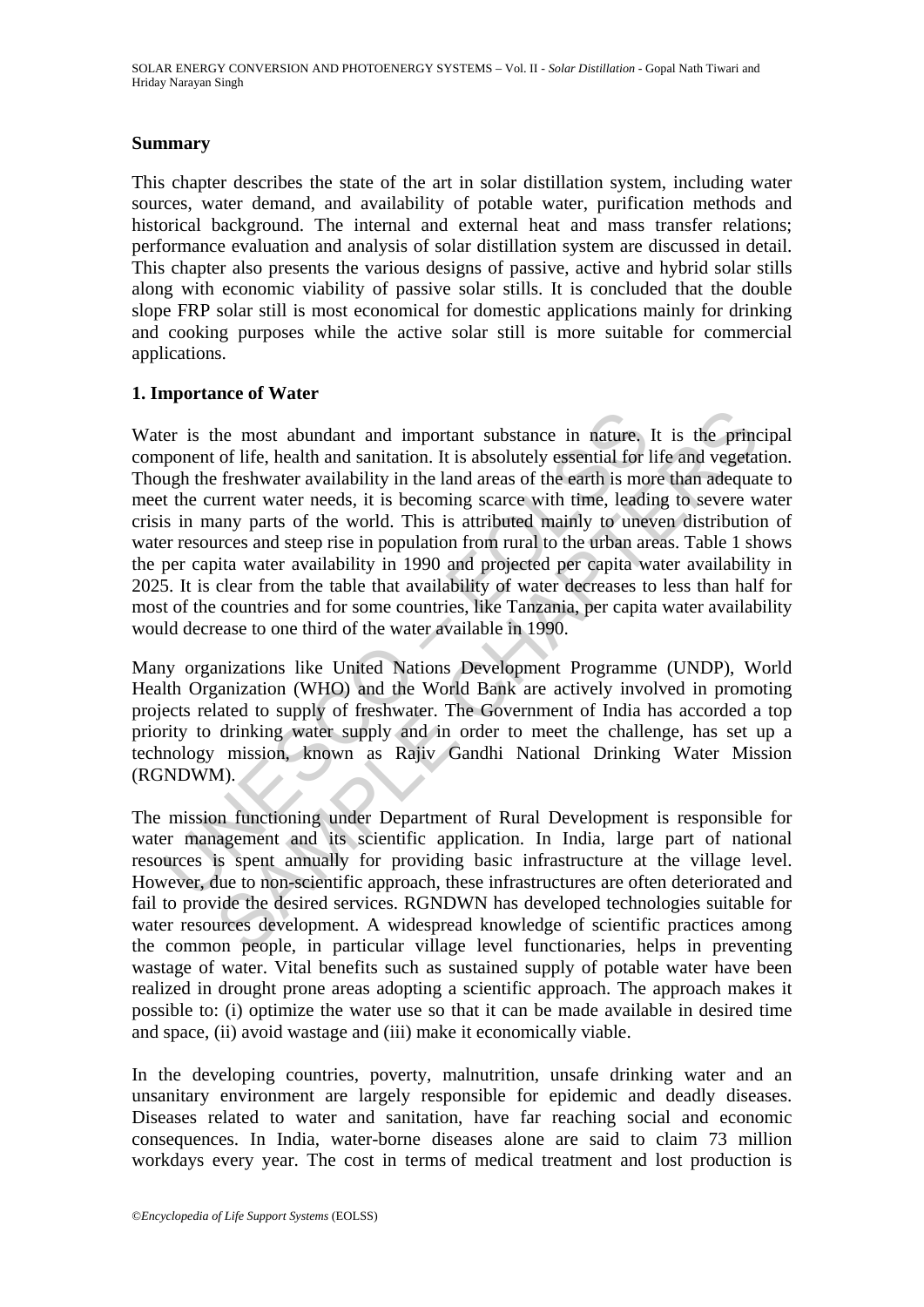## Summary

This chapter describes the state of the art in solar distillation system, including water sources, water demand, and availability of potable water, purification methods and historical background. The internal and external heat and mass transfer relations; performance evaluation and analysis of solar distillation system are discussed in detail. This chapter also presents the various designs of passive, active and hybrid solar stills along with economic viability of passive solar stills. It is concluded that the double slope FRP solar still is most economical for domestic applications mainly for drinking and cooking purposes while the active solar still is more suitable for commercial applications.

## 1. Importance of Water

Water is the most abundant and important substance in nature. It is the principal component of life, health and sanitation. It is absolutely essential for life and vegetation. Though the freshwater availability in the land areas of the earth is more than adequate to meet the current water needs, it is becoming scarce with time, leading to severe water crisis in many parts of the world. This is attributed mainly to uneven distribution of water resources and steep rise in population from rural to the urban areas. Table 1 shows the per capita water availability in 1990 and projected per capita water availability in 2025. It is clear from the table that availability of water decreases to less than half for most of the countries and for some countries, like Tanzania, per capita water availability would decrease to one third of the water available in 1990.

Many organizations like United Nations Development Programme (UNDP), World Health Organization (WHO) and the World Bank are actively involved in promoting projects related to supply of freshwater. The Government of India has accorded a top priority to drinking water supply and in order to meet the challenge, has set up a technology mission, known as Rajiv Gandhi National Drinking Water Mission (RGNDWM).

The mission functioning under Department of Rural Development is responsible for water management and its scientific application. In India, large part of national resources is spent annually for providing basic infrastructure at the village level. However, due to non-scientific approach, these infrastructures are often deteriorated and fail to provide the desired services. RGNDWN has developed technologies suitable for water resources development. A widespread knowledge of scientific practices among the common people, in particular village level functionaries, helps in preventing wastage of water. Vital benefits such as sustained supply of potable water have been realized in drought prone areas adopting a scientific approach. The approach makes it possible to: (i) optimize the water use so that it can be made available in desired time and space, (ii) avoid wastage and (iii) make it economically viable.

In the developing countries, poverty, malnutrition, unsafe drinking water and an unsanitary environment are largely responsible for epidemic and deadly diseases. Diseases related to water and sanitation, have far reaching social and economic consequences. In India, water-borne diseases alone are said to claim 73 million workdays every year. The cost in terms of medical treatment and lost production is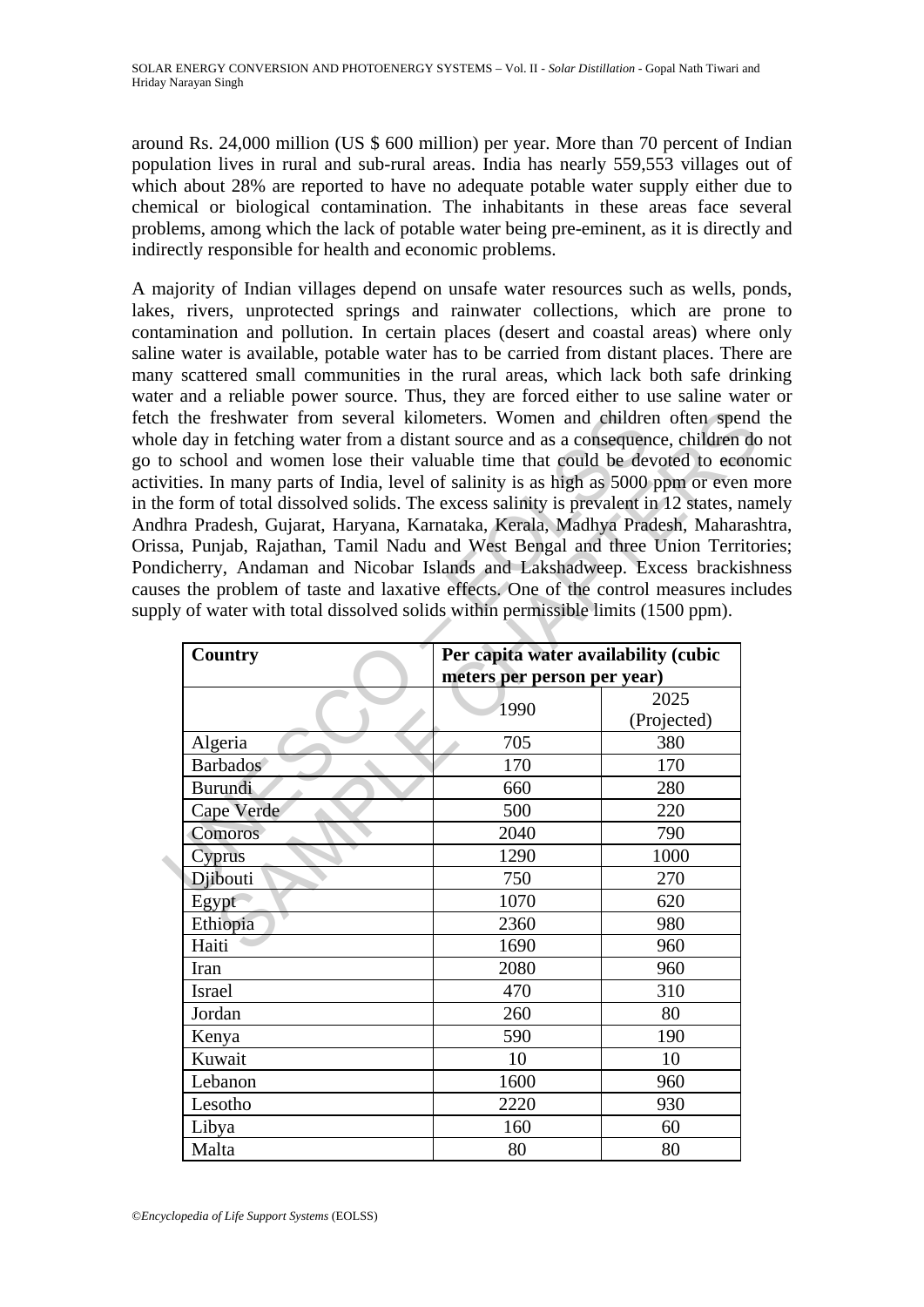around Rs. 24,000 million (US $ 600 million) per year. More than 70 percent of Indian population lives in rural and sub-rural areas. India has nearly 559,553 villages out of which about 28% are reported to have no adequate potable water supply either due to chemical or biological contamination. The inhabitants in these areas face several problems, among which the lack of potable water being pre-eminent, as it is directly and indirectly responsible for health and economic problems.

A majority of Indian villages depend on unsafe water resources such as wells, ponds, lakes, rivers, unprotected springs and rainwater collections, which are prone to contamination and pollution. In certain places (desert and coastal areas) where only saline water is available, potable water has to be carried from distant places. There are many scattered small communities in the rural areas, which lack both safe drinking water and a reliable power source. Thus, they are forced either to use saline water or fetch the freshwater from several kilometers. Women and children often spend the whole day in fetching water from a distant source and as a consequence, children do not go to school and women lose their valuable time that could be devoted to economic activities. In many parts of India, level of salinity is as high as 5000 ppm or even more in the form of total dissolved solids. The excess salinity is prevalent in 12 states, namely Andhra Pradesh, Gujarat, Haryana, Karnataka, Kerala, Madhya Pradesh, Maharashtra, Orissa, Punjab, Rajathan, Tamil Nadu and West Bengal and three Union Territories; Pondicherry, Andaman and Nicobar Islands and Lakshadweep. Excess brackishness causes the problem of taste and laxative effects. One of the control measures includes supply of water with total dissolved solids within permissible limits (1500 ppm).

| Country | Per capita water availability (cubic meters per person per year) | |
|---|---|---|
| | 1990 | 2025 (Projected) |
| Algeria | 705 | 380 |
| Barbados | 170 | 170 |
| Burundi | 660 | 280 |
| Cape Verde | 500 | 220 |
| Comoros | 2040 | 790 |
| Cyprus | 1290 | 1000 |
| Djibouti | 750 | 270 |
| Egypt | 1070 | 620 |
| Ethiopia | 2360 | 980 |
| Haiti | 1690 | 960 |
| Iran | 2080 | 960 |
| Israel | 470 | 310 |
| Jordan | 260 | 80 |
| Kenya | 590 | 190 |
| Kuwait | 10 | 10 |
| Lebanon | 1600 | 960 |
| Lesotho | 2220 | 930 |
| Libya | 160 | 60 |
| Malta | 80 | 80 |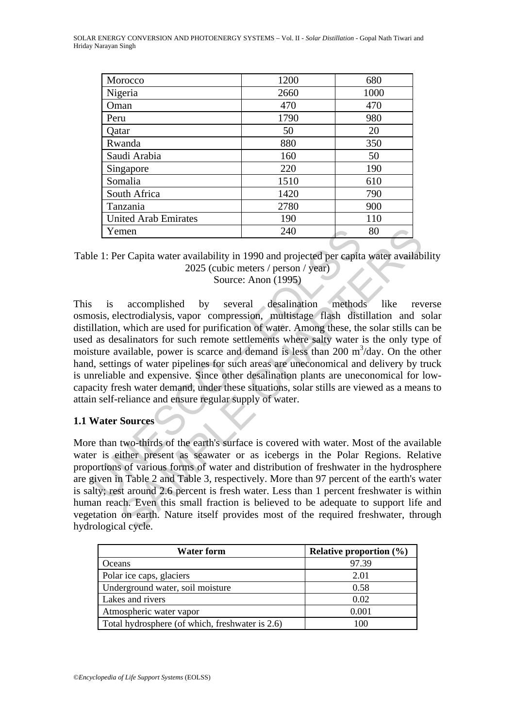| Morocco | 1200 | 680 |
|---|---|---|
| Nigeria | 2660 | 1000 |
| Oman | 470 | 470 |
| Peru | 1790 | 980 |
| Qatar | 50 | 20 |
| Rwanda | 880 | 350 |
| Saudi Arabia | 160 | 50 |
| Singapore | 220 | 190 |
| Somalia | 1510 | 610 |
| South Africa | 1420 | 790 |
| Tanzania | 2780 | 900 |
| United Arab Emirates | 190 | 110 |
| Yemen | 240 | 80 |

Table 1: Per Capita water availability in 1990 and projected per capita water availability 2025 (cubic meters / person / year)
Source: Anon (1995)

This is accomplished by several desalination methods like reverse osmosis, electrodialysis, vapor compression, multistage flash distillation and solar distillation, which are used for purification of water. Among these, the solar stills can be used as desalinators for such remote settlements where salty water is the only type of moisture available, power is scarce and demand is less than 200 $m^3$/day. On the other hand, settings of water pipelines for such areas are uneconomical and delivery by truck is unreliable and expensive. Since other desalination plants are uneconomical for low-capacity fresh water demand, under these situations, solar stills are viewed as a means to attain self-reliance and ensure regular supply of water.

### 1.1 Water Sources

More than two-thirds of the earth's surface is covered with water. Most of the available water is either present as seawater or as icebergs in the Polar Regions. Relative proportions of various forms of water and distribution of freshwater in the hydrosphere are given in Table 2 and Table 3, respectively. More than 97 percent of the earth's water is salty; rest around 2.6 percent is fresh water. Less than 1 percent freshwater is within human reach. Even this small fraction is believed to be adequate to support life and vegetation on earth. Nature itself provides most of the required freshwater, through hydrological cycle.

| Water form | Relative proportion (%) |
|---|---|
| Oceans | 97.39 |
| Polar ice caps, glaciers | 2.01 |
| Underground water, soil moisture | 0.58 |
| Lakes and rivers | 0.02 |
| Atmospheric water vapor | 0.001 |
| Total hydrosphere (of which, freshwater is 2.6) | 100 |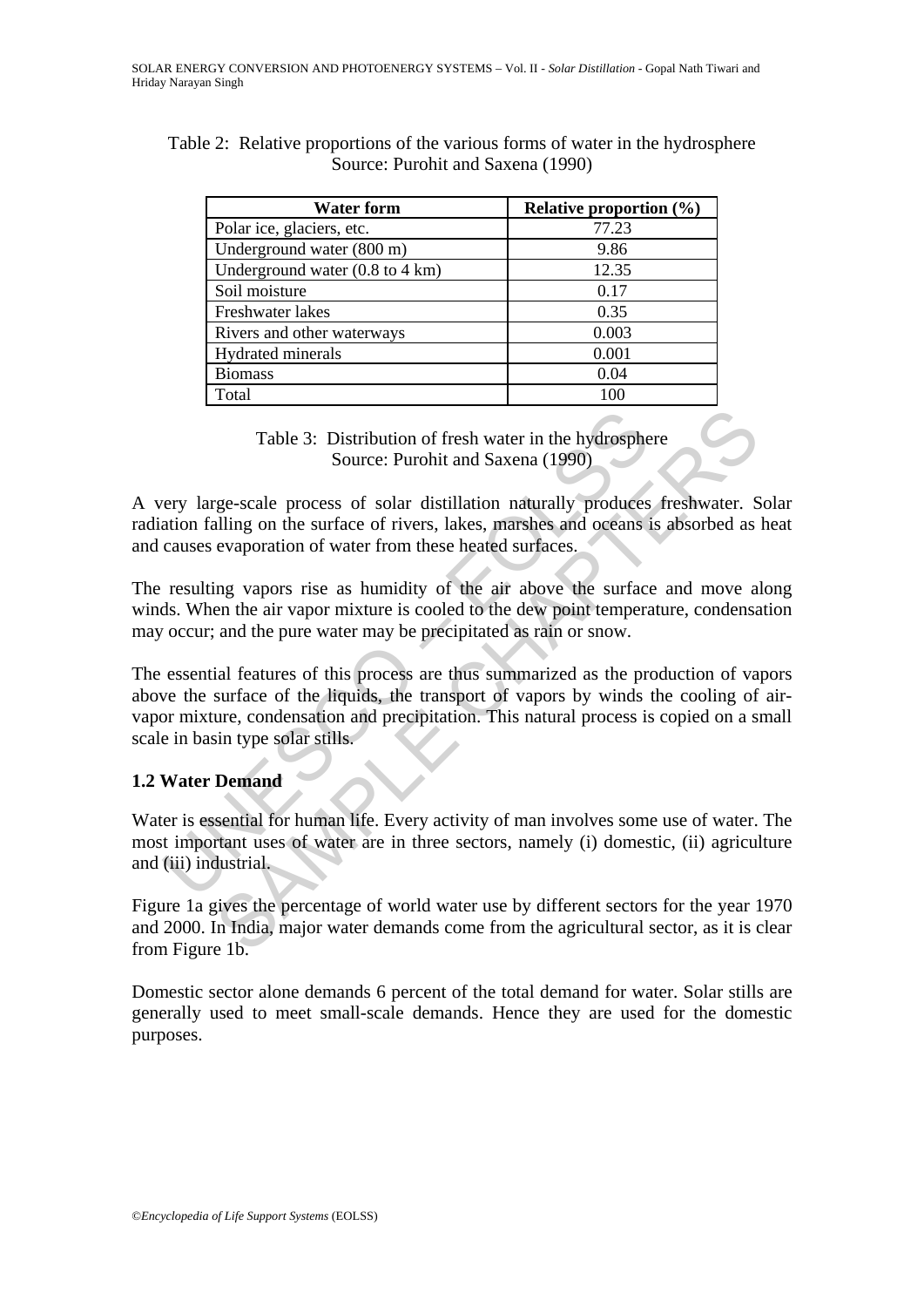Table 2: Relative proportions of the various forms of water in the hydrosphere
Source: Purohit and Saxena (1990)

| Water form | Relative proportion (%) |
|---|---|
| Polar ice, glaciers, etc. | 77.23 |
| Underground water (800 m) | 9.86 |
| Underground water (0.8 to 4 km) | 12.35 |
| Soil moisture | 0.17 |
| Freshwater lakes | 0.35 |
| Rivers and other waterways | 0.003 |
| Hydrated minerals | 0.001 |
| Biomass | 0.04 |
| Total | 100 |

Table 3: Distribution of fresh water in the hydrosphere
Source: Purohit and Saxena (1990)

A very large-scale process of solar distillation naturally produces freshwater. Solar radiation falling on the surface of rivers, lakes, marshes and oceans is absorbed as heat and causes evaporation of water from these heated surfaces.

The resulting vapors rise as humidity of the air above the surface and move along winds. When the air vapor mixture is cooled to the dew point temperature, condensation may occur; and the pure water may be precipitated as rain or snow.

The essential features of this process are thus summarized as the production of vapors above the surface of the liquids, the transport of vapors by winds the cooling of air-vapor mixture, condensation and precipitation. This natural process is copied on a small scale in basin type solar stills.

## 1.2 Water Demand

Water is essential for human life. Every activity of man involves some use of water. The most important uses of water are in three sectors, namely (i) domestic, (ii) agriculture and (iii) industrial.

Figure 1a gives the percentage of world water use by different sectors for the year 1970 and 2000. In India, major water demands come from the agricultural sector, as it is clear from Figure 1b.

Domestic sector alone demands 6 percent of the total demand for water. Solar stills are generally used to meet small-scale demands. Hence they are used for the domestic purposes.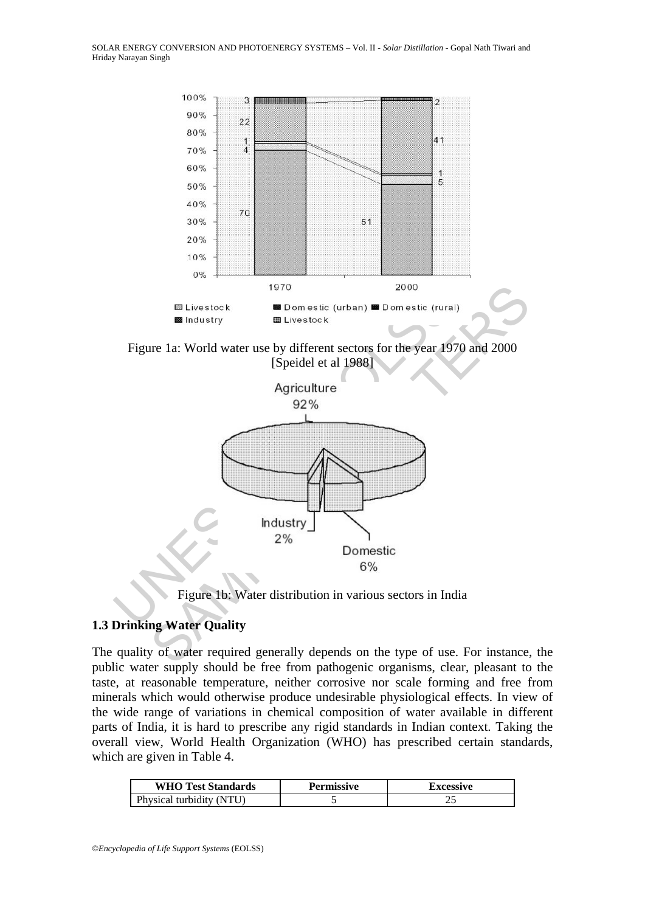Figure 1a: World water use by different sectors for the year 1970 and 2000 [Speidel et al 1988]

Figure 1b: Water distribution in various sectors in India

### 1.3 Drinking Water Quality

The quality of water required generally depends on the type of use. For instance, the public water supply should be free from pathogenic organisms, clear, pleasant to the taste, at reasonable temperature, neither corrosive nor scale forming and free from minerals which would otherwise produce undesirable physiological effects. In view of the wide range of variations in chemical composition of water available in different parts of India, it is hard to prescribe any rigid standards in Indian context. Taking the overall view, World Health Organization (WHO) has prescribed certain standards, which are given in Table 4.

| WHO Test Standards | Permissive | Excessive |
| --- | --- | --- |
| Physical turbidity (NTU) | 5 | 25 |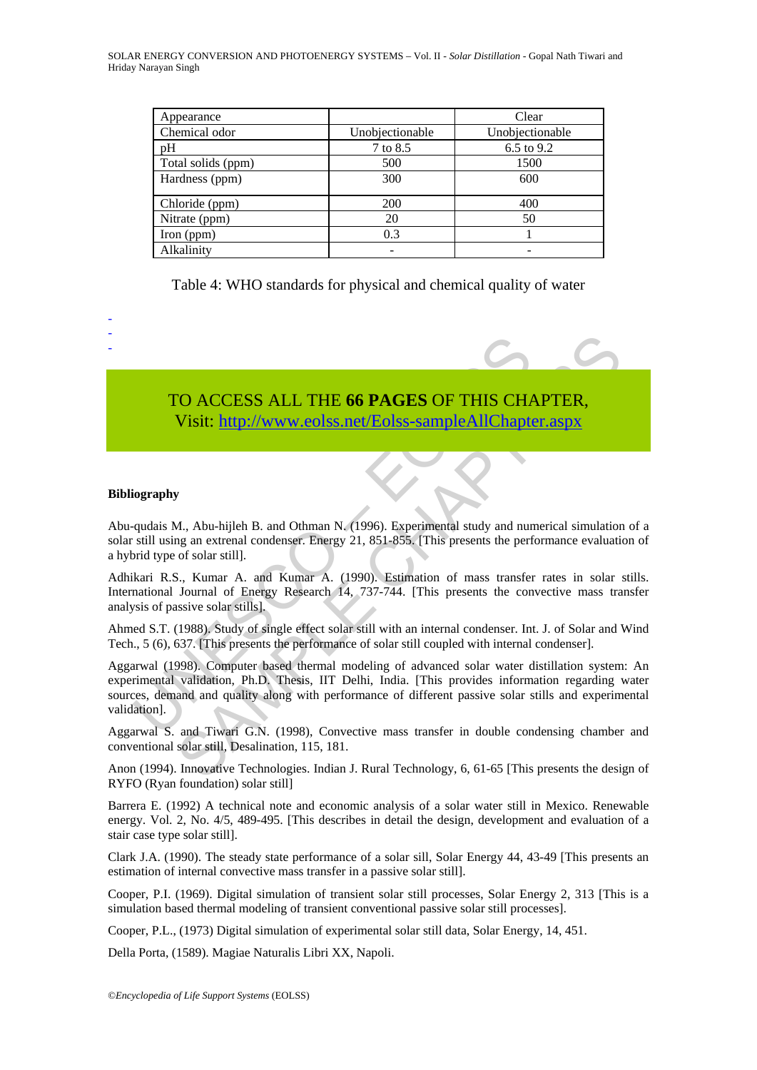| Appearance | | Clear |
|---|---|---|
| Chemical odor | Unobjectionable | Unobjectionable |
| pH | 7 to 8.5 | 6.5 to 9.2 |
| Total solids (ppm) | 500 | 1500 |
| Hardness (ppm) | 300 | 600 |
| Chloride (ppm) | 200 | 400 |
| Nitrate (ppm) | 20 | 50 |
| Iron (ppm) | 0.3 | 1 |
| Alkalinity | - | - |

Table 4: WHO standards for physical and chemical quality of water

-
-
-

TO ACCESS ALL THE **66 PAGES** OF THIS CHAPTER,
Visit: http://www.eolss.net/Eolss-sampleAllChapter.aspx

**Bibliography**

Abu-qudais M., Abu-hijleh B. and Othman N. (1996). Experimental study and numerical simulation of a solar still using an extrenal condenser. Energy 21, 851-855. [This presents the performance evaluation of a hybrid type of solar still].

Adhikari R.S., Kumar A. and Kumar A. (1990). Estimation of mass transfer rates in solar stills. International Journal of Energy Research 14, 737-744. [This presents the convective mass transfer analysis of passive solar stills].

Ahmed S.T. (1988). Study of single effect solar still with an internal condenser. Int. J. of Solar and Wind Tech., 5 (6), 637. [This presents the performance of solar still coupled with internal condenser].

Aggarwal (1998). Computer based thermal modeling of advanced solar water distillation system: An experimental validation, Ph.D. Thesis, IIT Delhi, India. [This provides information regarding water sources, demand and quality along with performance of different passive solar stills and experimental validation].

Aggarwal S. and Tiwari G.N. (1998), Convective mass transfer in double condensing chamber and conventional solar still, Desalination, 115, 181.

Anon (1994). Innovative Technologies. Indian J. Rural Technology, 6, 61-65 [This presents the design of RYFO (Ryan foundation) solar still]

Barrera E. (1992) A technical note and economic analysis of a solar water still in Mexico. Renewable energy. Vol. 2, No. 4/5, 489-495. [This describes in detail the design, development and evaluation of a stair case type solar still].

Clark J.A. (1990). The steady state performance of a solar sill, Solar Energy 44, 43-49 [This presents an estimation of internal convective mass transfer in a passive solar still].

Cooper, P.I. (1969). Digital simulation of transient solar still processes, Solar Energy 2, 313 [This is a simulation based thermal modeling of transient conventional passive solar still processes].

Cooper, P.L., (1973) Digital simulation of experimental solar still data, Solar Energy, 14, 451.

Della Porta, (1589). Magiae Naturalis Libri XX, Napoli.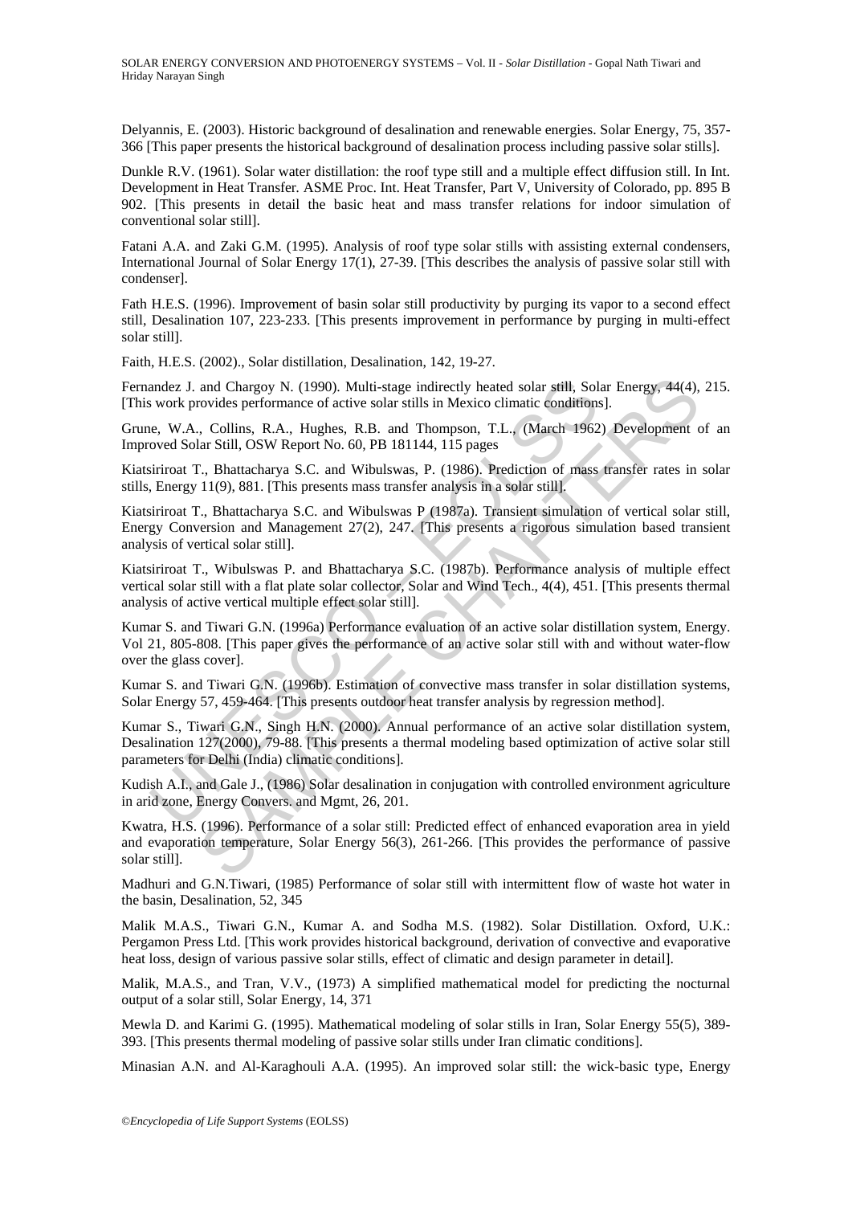Delyannis, E. (2003). Historic background of desalination and renewable energies. Solar Energy, 75, 357-366 [This paper presents the historical background of desalination process including passive solar stills].

Dunkle R.V. (1961). Solar water distillation: the roof type still and a multiple effect diffusion still. In Int. Development in Heat Transfer. ASME Proc. Int. Heat Transfer, Part V, University of Colorado, pp. 895 B 902. [This presents in detail the basic heat and mass transfer relations for indoor simulation of conventional solar still].

Fatani A.A. and Zaki G.M. (1995). Analysis of roof type solar stills with assisting external condensers, International Journal of Solar Energy 17(1), 27-39. [This describes the analysis of passive solar still with condenser].

Fath H.E.S. (1996). Improvement of basin solar still productivity by purging its vapor to a second effect still, Desalination 107, 223-233. [This presents improvement in performance by purging in multi-effect solar still].

Faith, H.E.S. (2002)., Solar distillation, Desalination, 142, 19-27.

Fernandez J. and Chargoy N. (1990). Multi-stage indirectly heated solar still, Solar Energy, 44(4), 215. [This work provides performance of active solar stills in Mexico climatic conditions].

Grune, W.A., Collins, R.A., Hughes, R.B. and Thompson, T.L., (March 1962) Development of an Improved Solar Still, OSW Report No. 60, PB 181144, 115 pages

Kiatsiriroat T., Bhattacharya S.C. and Wibulswas, P. (1986). Prediction of mass transfer rates in solar stills, Energy 11(9), 881. [This presents mass transfer analysis in a solar still].

Kiatsiriroat T., Bhattacharya S.C. and Wibulswas P (1987a). Transient simulation of vertical solar still, Energy Conversion and Management 27(2), 247. [This presents a rigorous simulation based transient analysis of vertical solar still].

Kiatsiriroat T., Wibulswas P. and Bhattacharya S.C. (1987b). Performance analysis of multiple effect vertical solar still with a flat plate solar collector, Solar and Wind Tech., 4(4), 451. [This presents thermal analysis of active vertical multiple effect solar still].

Kumar S. and Tiwari G.N. (1996a) Performance evaluation of an active solar distillation system, Energy. Vol 21, 805-808. [This paper gives the performance of an active solar still with and without water-flow over the glass cover].

Kumar S. and Tiwari G.N. (1996b). Estimation of convective mass transfer in solar distillation systems, Solar Energy 57, 459-464. [This presents outdoor heat transfer analysis by regression method].

Kumar S., Tiwari G.N., Singh H.N. (2000). Annual performance of an active solar distillation system, Desalination 127(2000), 79-88. [This presents a thermal modeling based optimization of active solar still parameters for Delhi (India) climatic conditions].

Kudish A.I., and Gale J., (1986) Solar desalination in conjugation with controlled environment agriculture in arid zone, Energy Convers. and Mgmt, 26, 201.

Kwatra, H.S. (1996). Performance of a solar still: Predicted effect of enhanced evaporation area in yield and evaporation temperature, Solar Energy 56(3), 261-266. [This provides the performance of passive solar still].

Madhuri and G.N.Tiwari, (1985) Performance of solar still with intermittent flow of waste hot water in the basin, Desalination, 52, 345

Malik M.A.S., Tiwari G.N., Kumar A. and Sodha M.S. (1982). Solar Distillation. Oxford, U.K.: Pergamon Press Ltd. [This work provides historical background, derivation of convective and evaporative heat loss, design of various passive solar stills, effect of climatic and design parameter in detail].

Malik, M.A.S., and Tran, V.V., (1973) A simplified mathematical model for predicting the nocturnal output of a solar still, Solar Energy, 14, 371

Mewla D. and Karimi G. (1995). Mathematical modeling of solar stills in Iran, Solar Energy 55(5), 389-393. [This presents thermal modeling of passive solar stills under Iran climatic conditions].

Minasian A.N. and Al-Karaghouli A.A. (1995). An improved solar still: the wick-basic type, Energy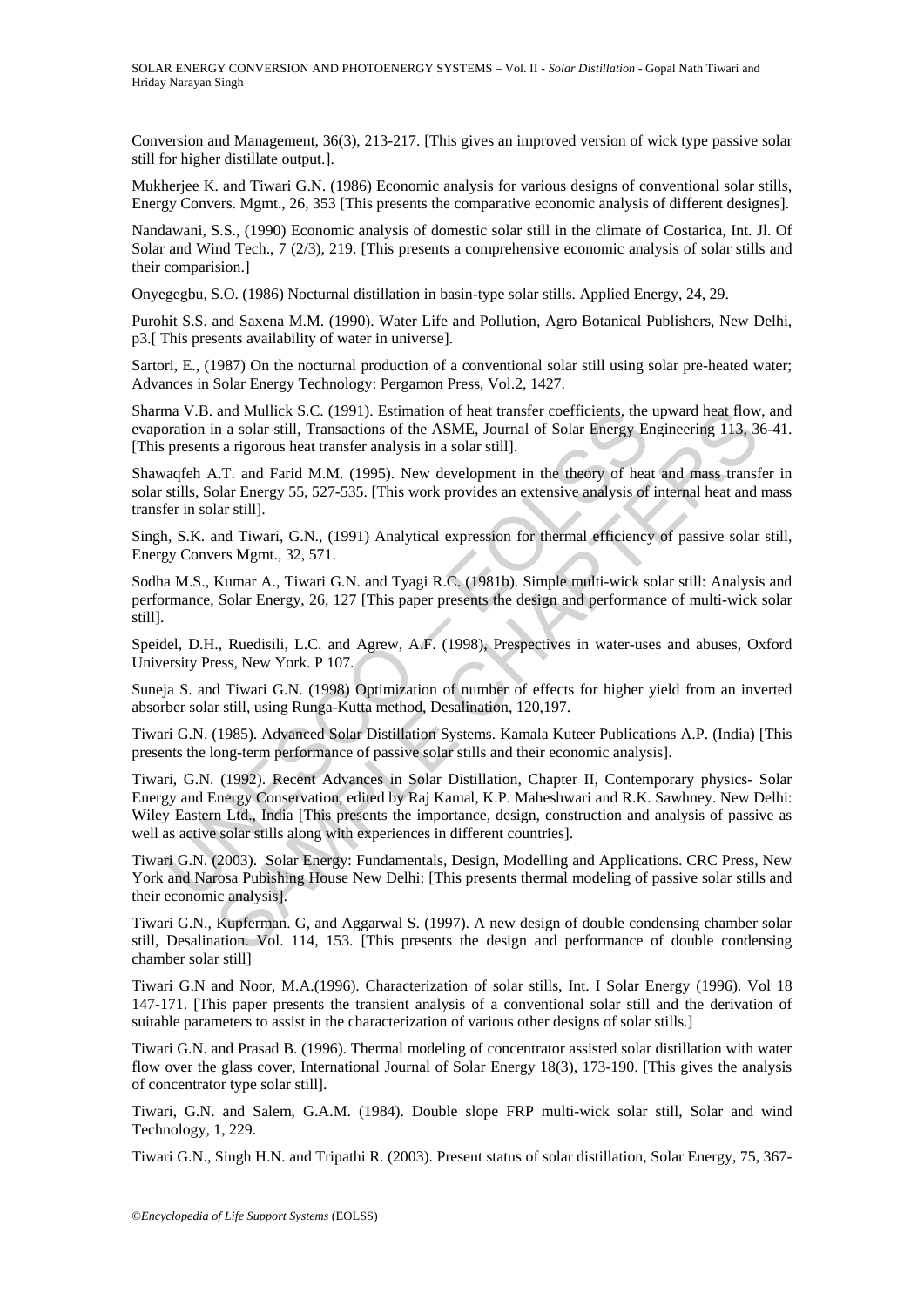Conversion and Management, 36(3), 213-217. [This gives an improved version of wick type passive solar still for higher distillate output.].

Mukherjee K. and Tiwari G.N. (1986) Economic analysis for various designs of conventional solar stills, Energy Convers. Mgmt., 26, 353 [This presents the comparative economic analysis of different designes].

Nandawani, S.S., (1990) Economic analysis of domestic solar still in the climate of Costarica, Int. Jl. Of Solar and Wind Tech., 7 (2/3), 219. [This presents a comprehensive economic analysis of solar stills and their comparision.]

Onyegegbu, S.O. (1986) Nocturnal distillation in basin-type solar stills. Applied Energy, 24, 29.

Purohit S.S. and Saxena M.M. (1990). Water Life and Pollution, Agro Botanical Publishers, New Delhi, p3.[ This presents availability of water in universe].

Sartori, E., (1987) On the nocturnal production of a conventional solar still using solar pre-heated water; Advances in Solar Energy Technology: Pergamon Press, Vol.2, 1427.

Sharma V.B. and Mullick S.C. (1991). Estimation of heat transfer coefficients, the upward heat flow, and evaporation in a solar still, Transactions of the ASME, Journal of Solar Energy Engineering 113, 36-41. [This presents a rigorous heat transfer analysis in a solar still].

Shawaqfeh A.T. and Farid M.M. (1995). New development in the theory of heat and mass transfer in solar stills, Solar Energy 55, 527-535. [This work provides an extensive analysis of internal heat and mass transfer in solar still].

Singh, S.K. and Tiwari, G.N., (1991) Analytical expression for thermal efficiency of passive solar still, Energy Convers Mgmt., 32, 571.

Sodha M.S., Kumar A., Tiwari G.N. and Tyagi R.C. (1981b). Simple multi-wick solar still: Analysis and performance, Solar Energy, 26, 127 [This paper presents the design and performance of multi-wick solar still].

Speidel, D.H., Ruedisili, L.C. and Agrew, A.F. (1998), Prespectives in water-uses and abuses, Oxford University Press, New York. P 107.

Suneja S. and Tiwari G.N. (1998) Optimization of number of effects for higher yield from an inverted absorber solar still, using Runga-Kutta method, Desalination, 120,197.

Tiwari G.N. (1985). Advanced Solar Distillation Systems. Kamala Kuteer Publications A.P. (India) [This presents the long-term performance of passive solar stills and their economic analysis].

Tiwari, G.N. (1992). Recent Advances in Solar Distillation, Chapter II, Contemporary physics- Solar Energy and Energy Conservation, edited by Raj Kamal, K.P. Maheshwari and R.K. Sawhney. New Delhi: Wiley Eastern Ltd., India [This presents the importance, design, construction and analysis of passive as well as active solar stills along with experiences in different countries].

Tiwari G.N. (2003). Solar Energy: Fundamentals, Design, Modelling and Applications. CRC Press, New York and Narosa Pubishing House New Delhi: [This presents thermal modeling of passive solar stills and their economic analysis].

Tiwari G.N., Kupferman. G, and Aggarwal S. (1997). A new design of double condensing chamber solar still, Desalination. Vol. 114, 153. [This presents the design and performance of double condensing chamber solar still]

Tiwari G.N and Noor, M.A.(1996). Characterization of solar stills, Int. I Solar Energy (1996). Vol 18 147-171. [This paper presents the transient analysis of a conventional solar still and the derivation of suitable parameters to assist in the characterization of various other designs of solar stills.]

Tiwari G.N. and Prasad B. (1996). Thermal modeling of concentrator assisted solar distillation with water flow over the glass cover, International Journal of Solar Energy 18(3), 173-190. [This gives the analysis of concentrator type solar still].

Tiwari, G.N. and Salem, G.A.M. (1984). Double slope FRP multi-wick solar still, Solar and wind Technology, 1, 229.

Tiwari G.N., Singh H.N. and Tripathi R. (2003). Present status of solar distillation, Solar Energy, 75, 367-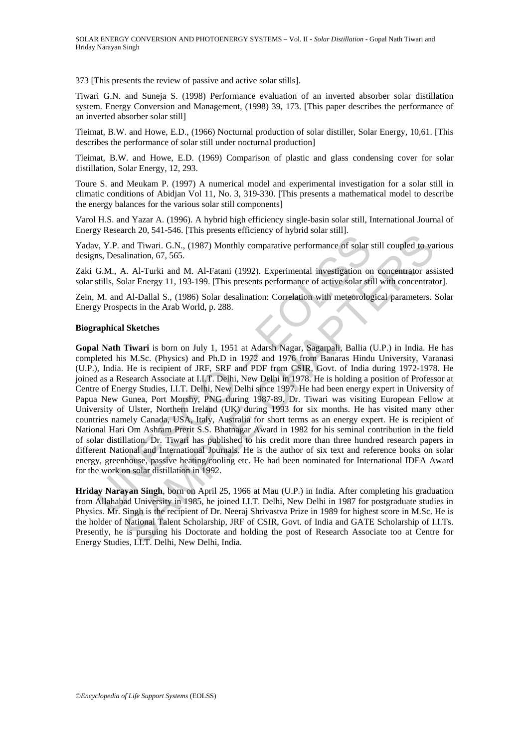373 [This presents the review of passive and active solar stills].

Tiwari G.N. and Suneja S. (1998) Performance evaluation of an inverted absorber solar distillation system. Energy Conversion and Management, (1998) 39, 173. [This paper describes the performance of an inverted absorber solar still]

Tleimat, B.W. and Howe, E.D., (1966) Nocturnal production of solar distiller, Solar Energy, 10,61. [This describes the performance of solar still under nocturnal production]

Tleimat, B.W. and Howe, E.D. (1969) Comparison of plastic and glass condensing cover for solar distillation, Solar Energy, 12, 293.

Toure S. and Meukam P. (1997) A numerical model and experimental investigation for a solar still in climatic conditions of Abidjan Vol 11, No. 3, 319-330. [This presents a mathematical model to describe the energy balances for the various solar still components]

Varol H.S. and Yazar A. (1996). A hybrid high efficiency single-basin solar still, International Journal of Energy Research 20, 541-546. [This presents efficiency of hybrid solar still].

Yadav, Y.P. and Tiwari. G.N., (1987) Monthly comparative performance of solar still coupled to various designs, Desalination, 67, 565.

Zaki G.M., A. Al-Turki and M. Al-Fatani (1992). Experimental investigation on concentrator assisted solar stills, Solar Energy 11, 193-199. [This presents performance of active solar still with concentrator].

Zein, M. and Al-Dallal S., (1986) Solar desalination: Correlation with meteorological parameters. Solar Energy Prospects in the Arab World, p. 288.

**Biographical Sketches**

**Gopal Nath Tiwari** is born on July 1, 1951 at Adarsh Nagar, Sagarpali, Ballia (U.P.) in India. He has completed his M.Sc. (Physics) and Ph.D in 1972 and 1976 from Banaras Hindu University, Varanasi (U.P.), India. He is recipient of JRF, SRF and PDF from CSIR, Govt. of India during 1972-1978. He joined as a Research Associate at I.I.T. Delhi, New Delhi in 1978. He is holding a position of Professor at Centre of Energy Studies, I.I.T. Delhi, New Delhi since 1997. He had been energy expert in University of Papua New Gunea, Port Morshy, PNG during 1987-89. Dr. Tiwari was visiting European Fellow at University of Ulster, Northern Ireland (UK) during 1993 for six months. He has visited many other countries namely Canada, USA, Italy, Australia for short terms as an energy expert. He is recipient of National Hari Om Ashram Prerit S.S. Bhatnagar Award in 1982 for his seminal contribution in the field of solar distillation. Dr. Tiwari has published to his credit more than three hundred research papers in different National and International Journals. He is the author of six text and reference books on solar energy, greenhouse, passive heating/cooling etc. He had been nominated for International IDEA Award for the work on solar distillation in 1992.

**Hriday Narayan Singh**, born on April 25, 1966 at Mau (U.P.) in India. After completing his graduation from Allahabad University in 1985, he joined I.I.T. Delhi, New Delhi in 1987 for postgraduate studies in Physics. Mr. Singh is the recipient of Dr. Neeraj Shrivastva Prize in 1989 for highest score in M.Sc. He is the holder of National Talent Scholarship, JRF of CSIR, Govt. of India and GATE Scholarship of I.I.Ts. Presently, he is pursuing his Doctorate and holding the post of Research Associate too at Centre for Energy Studies, I.I.T. Delhi, New Delhi, India.